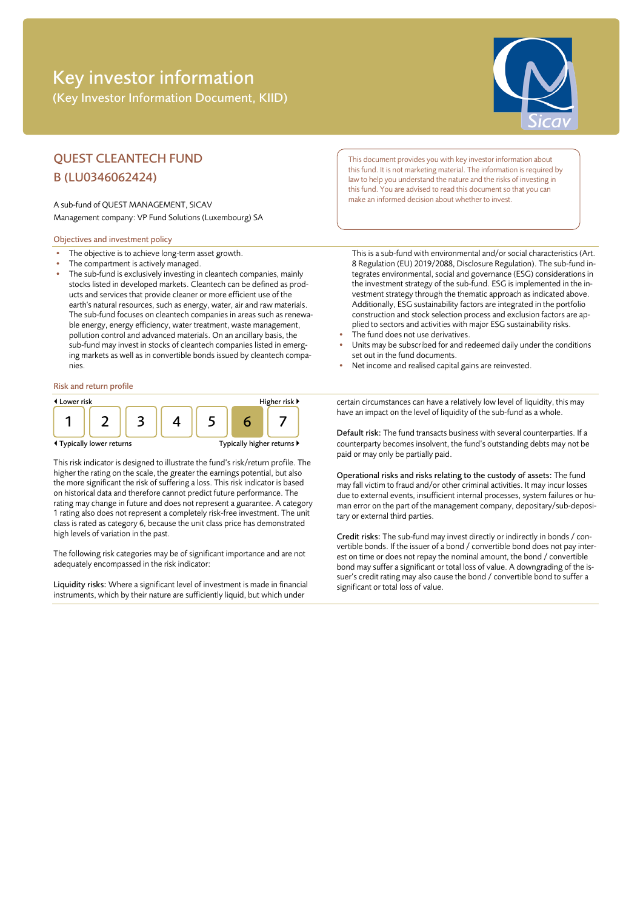# Key investor information

(Key Investor Information Document, KIID)

## QUEST CLEANTECH FUND
## B (LU0346062424)

A sub-fund of QUEST MANAGEMENT, SICAV
Management company: VP Fund Solutions (Luxembourg) SA

This document provides you with key investor information about this fund. It is not marketing material. The information is required by law to help you understand the nature and the risks of investing in this fund. You are advised to read this document so that you can make an informed decision about whether to invest.

### Objectives and investment policy

- The objective is to achieve long-term asset growth.
- The compartment is actively managed.
- The sub-fund is exclusively investing in cleantech companies, mainly stocks listed in developed markets. Cleantech can be defined as products and services that provide cleaner or more efficient use of the earth's natural resources, such as energy, water, air and raw materials. The sub-fund focuses on cleantech companies in areas such as renewable energy, energy efficiency, water treatment, waste management, pollution control and advanced materials. On an ancillary basis, the sub-fund may invest in stocks of cleantech companies listed in emerging markets as well as in convertible bonds issued by cleantech companies.

  This is a sub-fund with environmental and/or social characteristics (Art. 8 Regulation (EU) 2019/2088, Disclosure Regulation). The sub-fund integrates environmental, social and governance (ESG) considerations in the investment strategy of the sub-fund. ESG is implemented in the investment strategy through the thematic approach as indicated above. Additionally, ESG sustainability factors are integrated in the portfolio construction and stock selection process and exclusion factors are applied to sectors and activities with major ESG sustainability risks.
- The fund does not use derivatives.
- Units may be subscribed for and redeemed daily under the conditions set out in the fund documents.
- Net income and realised capital gains are reinvested.

### Risk and return profile

| ◂ Lower risk | | | | | | Higher risk ▸ |
|---|---|---|---|---|---|---|
| 1 | 2 | 3 | 4 | 5 | **6** | 7 |
| ◂ Typically lower returns | | | | | | Typically higher returns ▸ |

This risk indicator is designed to illustrate the fund's risk/return profile. The higher the rating on the scale, the greater the earnings potential, but also the more significant the risk of suffering a loss. This risk indicator is based on historical data and therefore cannot predict future performance. The rating may change in future and does not represent a guarantee. A category 1 rating also does not represent a completely risk-free investment. The unit class is rated as category 6, because the unit class price has demonstrated high levels of variation in the past.

The following risk categories may be of significant importance and are not adequately encompassed in the risk indicator:

**Liquidity risks:** Where a significant level of investment is made in financial instruments, which by their nature are sufficiently liquid, but which under certain circumstances can have a relatively low level of liquidity, this may have an impact on the level of liquidity of the sub-fund as a whole.

**Default risk:** The fund transacts business with several counterparties. If a counterparty becomes insolvent, the fund's outstanding debts may not be paid or may only be partially paid.

**Operational risks and risks relating to the custody of assets:** The fund may fall victim to fraud and/or other criminal activities. It may incur losses due to external events, insufficient internal processes, system failures or human error on the part of the management company, depositary/sub-depositary or external third parties.

**Credit risks:** The sub-fund may invest directly or indirectly in bonds / convertible bonds. If the issuer of a bond / convertible bond does not pay interest on time or does not repay the nominal amount, the bond / convertible bond may suffer a significant or total loss of value. A downgrading of the issuer's credit rating may also cause the bond / convertible bond to suffer a significant or total loss of value.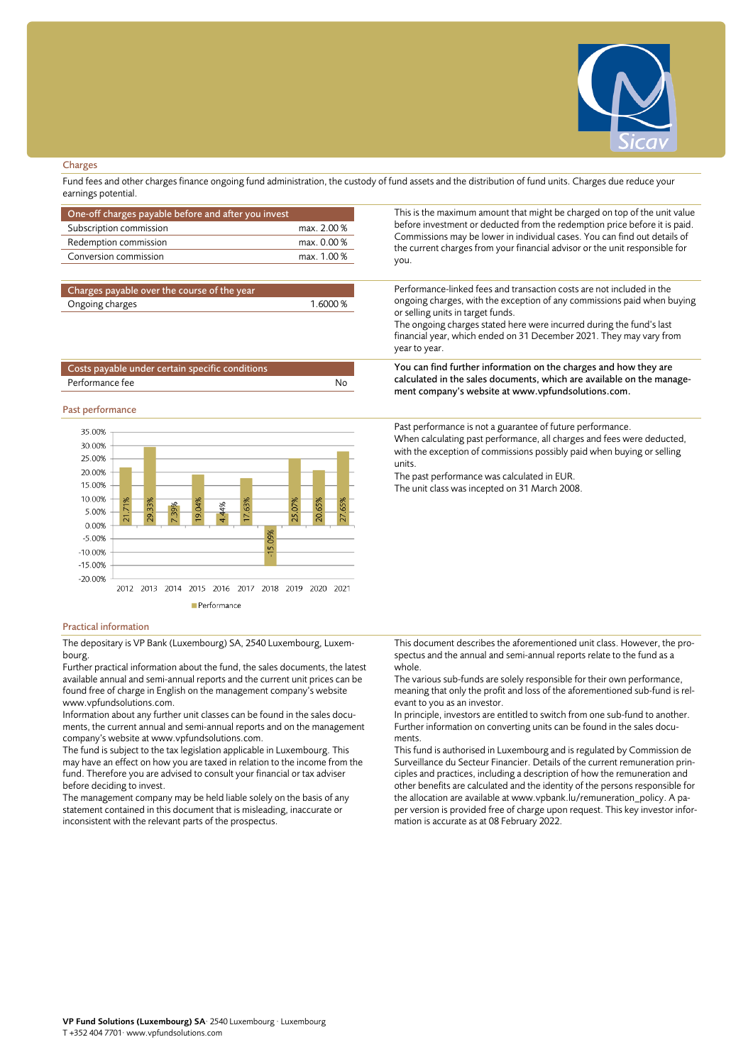## Charges

Fund fees and other charges finance ongoing fund administration, the custody of fund assets and the distribution of fund units. Charges due reduce your earnings potential.

| One-off charges payable before and after you invest | |
|---|---|
| Subscription commission | max. 2.00 % |
| Redemption commission | max. 0.00 % |
| Conversion commission | max. 1.00 % |

This is the maximum amount that might be charged on top of the unit value before investment or deducted from the redemption price before it is paid. Commissions may be lower in individual cases. You can find out details of the current charges from your financial advisor or the unit responsible for you.

| Charges payable over the course of the year | |
|---|---|
| Ongoing charges | 1.6000 % |

Performance-linked fees and transaction costs are not included in the ongoing charges, with the exception of any commissions paid when buying or selling units in target funds.
The ongoing charges stated here were incurred during the fund's last financial year, which ended on 31 December 2021. They may vary from year to year.

| Costs payable under certain specific conditions | |
|---|---|
| Performance fee | No |

**You can find further information on the charges and how they are calculated in the sales documents, which are available on the management company's website at www.vpfundsolutions.com.**

## Past performance

35.00%
30.00%
25.00%
20.00%
15.00%
10.00%
5.00%
0.00%
-5.00%
-10.00%
-15.00%
-20.00%

21.71% 29.33% 7.39% 19.04% 4.44% 17.63% -15.09% 25.07% 20.65% 27.65%

2012 2013 2014 2015 2016 2017 2018 2019 2020 2021

Performance

Past performance is not a guarantee of future performance.
When calculating past performance, all charges and fees were deducted, with the exception of commissions possibly paid when buying or selling units.
The past performance was calculated in EUR.
The unit class was incepted on 31 March 2008.

## Practical information

The depositary is VP Bank (Luxembourg) SA, 2540 Luxembourg, Luxembourg.
Further practical information about the fund, the sales documents, the latest available annual and semi-annual reports and the current unit prices can be found free of charge in English on the management company's website www.vpfundsolutions.com.
Information about any further unit classes can be found in the sales documents, the current annual and semi-annual reports and on the management company's website at www.vpfundsolutions.com.
The fund is subject to the tax legislation applicable in Luxembourg. This may have an effect on how you are taxed in relation to the income from the fund. Therefore you are advised to consult your financial or tax adviser before deciding to invest.
The management company may be held liable solely on the basis of any statement contained in this document that is misleading, inaccurate or inconsistent with the relevant parts of the prospectus.

This document describes the aforementioned unit class. However, the prospectus and the annual and semi-annual reports relate to the fund as a whole.
The various sub-funds are solely responsible for their own performance, meaning that only the profit and loss of the aforementioned sub-fund is relevant to you as an investor.
In principle, investors are entitled to switch from one sub-fund to another. Further information on converting units can be found in the sales documents.
This fund is authorised in Luxembourg and is regulated by Commission de Surveillance du Secteur Financier. Details of the current remuneration principles and practices, including a description of how the remuneration and other benefits are calculated and the identity of the persons responsible for the allocation are available at www.vpbank.lu/remuneration_policy. A paper version is provided free of charge upon request. This key investor information is accurate as at 08 February 2022.

**VP Fund Solutions (Luxembourg) SA** · 2540 Luxembourg · Luxembourg
T +352 404 7701 · www.vpfundsolutions.com